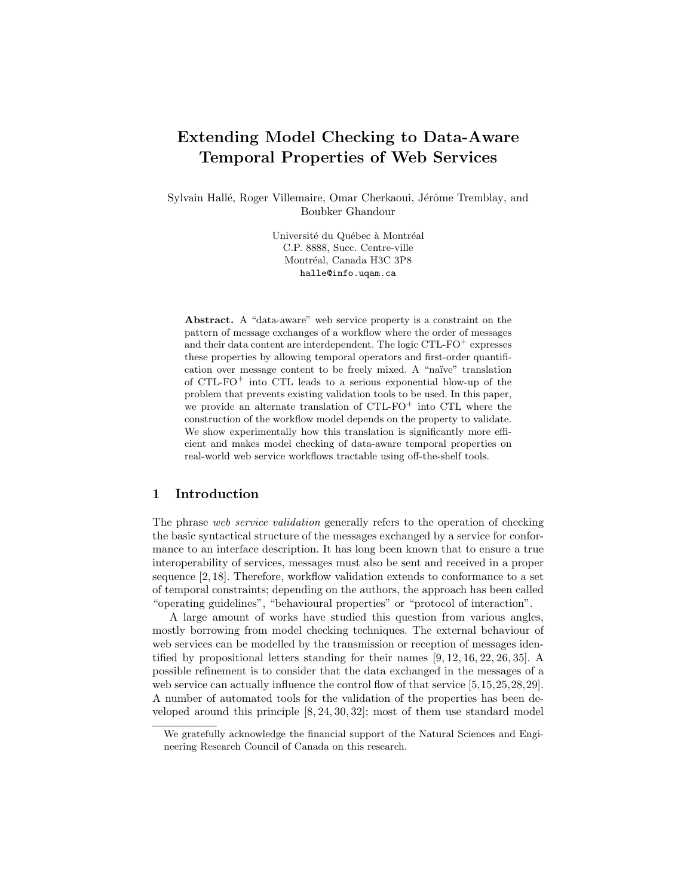# Extending Model Checking to Data-Aware Temporal Properties of Web Services

Sylvain Hallé, Roger Villemaire, Omar Cherkaoui, Jérôme Tremblay, and Boubker Ghandour

Université du Québec à Montréal
C.P. 8888, Succ. Centre-ville
Montréal, Canada H3C 3P8
`halle@info.uqam.ca`

**Abstract.** A "data-aware" web service property is a constraint on the pattern of message exchanges of a workflow where the order of messages and their data content are interdependent. The logic CTL-FO$^+$ expresses these properties by allowing temporal operators and first-order quantification over message content to be freely mixed. A "naïve" translation of CTL-FO$^+$ into CTL leads to a serious exponential blow-up of the problem that prevents existing validation tools to be used. In this paper, we provide an alternate translation of CTL-FO$^+$ into CTL where the construction of the workflow model depends on the property to validate. We show experimentally how this translation is significantly more efficient and makes model checking of data-aware temporal properties on real-world web service workflows tractable using off-the-shelf tools.

## 1 Introduction

The phrase *web service validation* generally refers to the operation of checking the basic syntactical structure of the messages exchanged by a service for conformance to an interface description. It has long been known that to ensure a true interoperability of services, messages must also be sent and received in a proper sequence [2, 18]. Therefore, workflow validation extends to conformance to a set of temporal constraints; depending on the authors, the approach has been called "operating guidelines", "behavioural properties" or "protocol of interaction".

A large amount of works have studied this question from various angles, mostly borrowing from model checking techniques. The external behaviour of web services can be modelled by the transmission or reception of messages identified by propositional letters standing for their names [9, 12, 16, 22, 26, 35]. A possible refinement is to consider that the data exchanged in the messages of a web service can actually influence the control flow of that service [5,15,25,28,29]. A number of automated tools for the validation of the properties has been developed around this principle [8, 24, 30, 32]; most of them use standard model

We gratefully acknowledge the financial support of the Natural Sciences and Engineering Research Council of Canada on this research.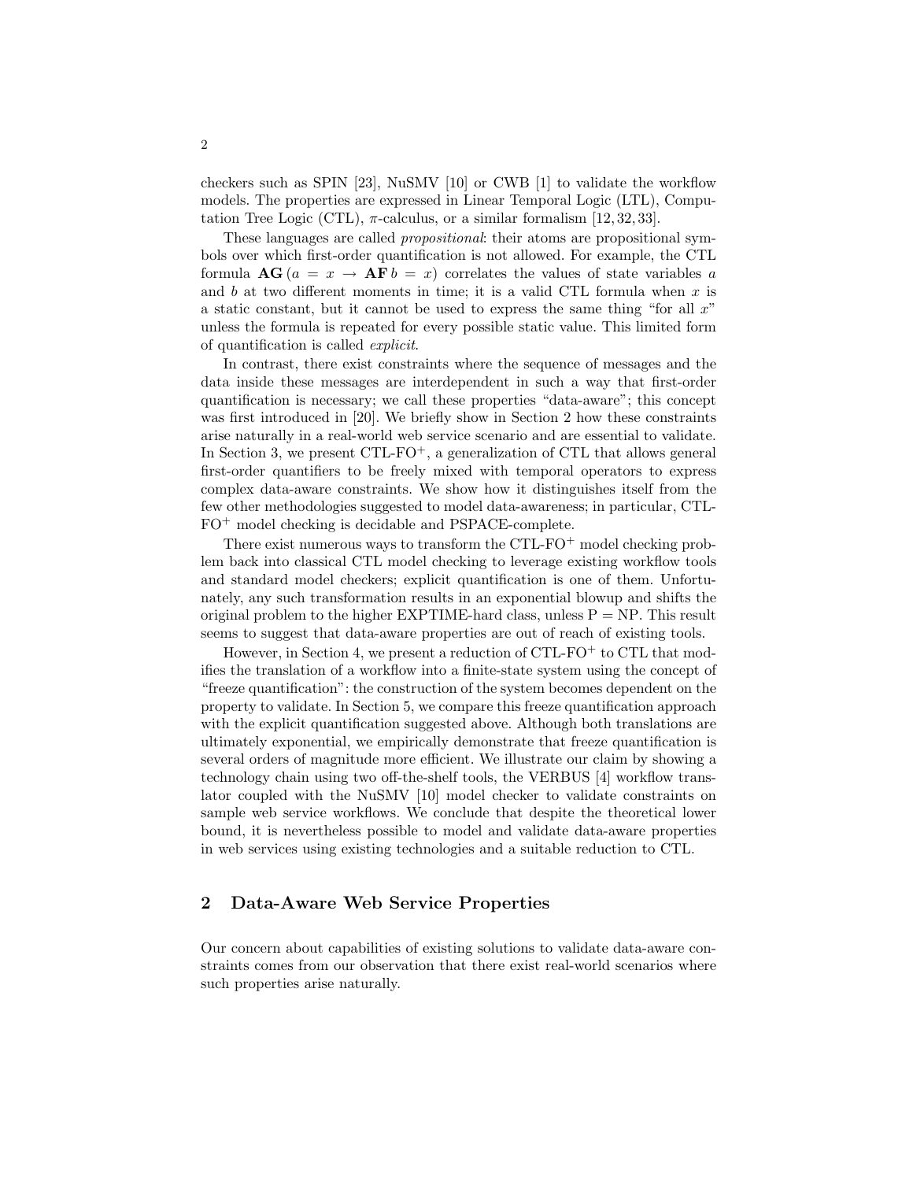checkers such as SPIN [23], NuSMV [10] or CWB [1] to validate the workflow models. The properties are expressed in Linear Temporal Logic (LTL), Computation Tree Logic (CTL), $\pi$-calculus, or a similar formalism [12, 32, 33].

These languages are called *propositional*: their atoms are propositional symbols over which first-order quantification is not allowed. For example, the CTL formula $\mathbf{AG}\,(a = x \rightarrow \mathbf{AF}\,b = x)$ correlates the values of state variables $a$ and $b$ at two different moments in time; it is a valid CTL formula when $x$ is a static constant, but it cannot be used to express the same thing "for all $x$" unless the formula is repeated for every possible static value. This limited form of quantification is called *explicit*.

In contrast, there exist constraints where the sequence of messages and the data inside these messages are interdependent in such a way that first-order quantification is necessary; we call these properties "data-aware"; this concept was first introduced in [20]. We briefly show in Section 2 how these constraints arise naturally in a real-world web service scenario and are essential to validate. In Section 3, we present CTL-FO$^+$, a generalization of CTL that allows general first-order quantifiers to be freely mixed with temporal operators to express complex data-aware constraints. We show how it distinguishes itself from the few other methodologies suggested to model data-awareness; in particular, CTL-FO$^+$ model checking is decidable and PSPACE-complete.

There exist numerous ways to transform the CTL-FO$^+$ model checking problem back into classical CTL model checking to leverage existing workflow tools and standard model checkers; explicit quantification is one of them. Unfortunately, any such transformation results in an exponential blowup and shifts the original problem to the higher EXPTIME-hard class, unless P = NP. This result seems to suggest that data-aware properties are out of reach of existing tools.

However, in Section 4, we present a reduction of CTL-FO$^+$ to CTL that modifies the translation of a workflow into a finite-state system using the concept of "freeze quantification": the construction of the system becomes dependent on the property to validate. In Section 5, we compare this freeze quantification approach with the explicit quantification suggested above. Although both translations are ultimately exponential, we empirically demonstrate that freeze quantification is several orders of magnitude more efficient. We illustrate our claim by showing a technology chain using two off-the-shelf tools, the VERBUS [4] workflow translator coupled with the NuSMV [10] model checker to validate constraints on sample web service workflows. We conclude that despite the theoretical lower bound, it is nevertheless possible to model and validate data-aware properties in web services using existing technologies and a suitable reduction to CTL.

## 2 Data-Aware Web Service Properties

Our concern about capabilities of existing solutions to validate data-aware constraints comes from our observation that there exist real-world scenarios where such properties arise naturally.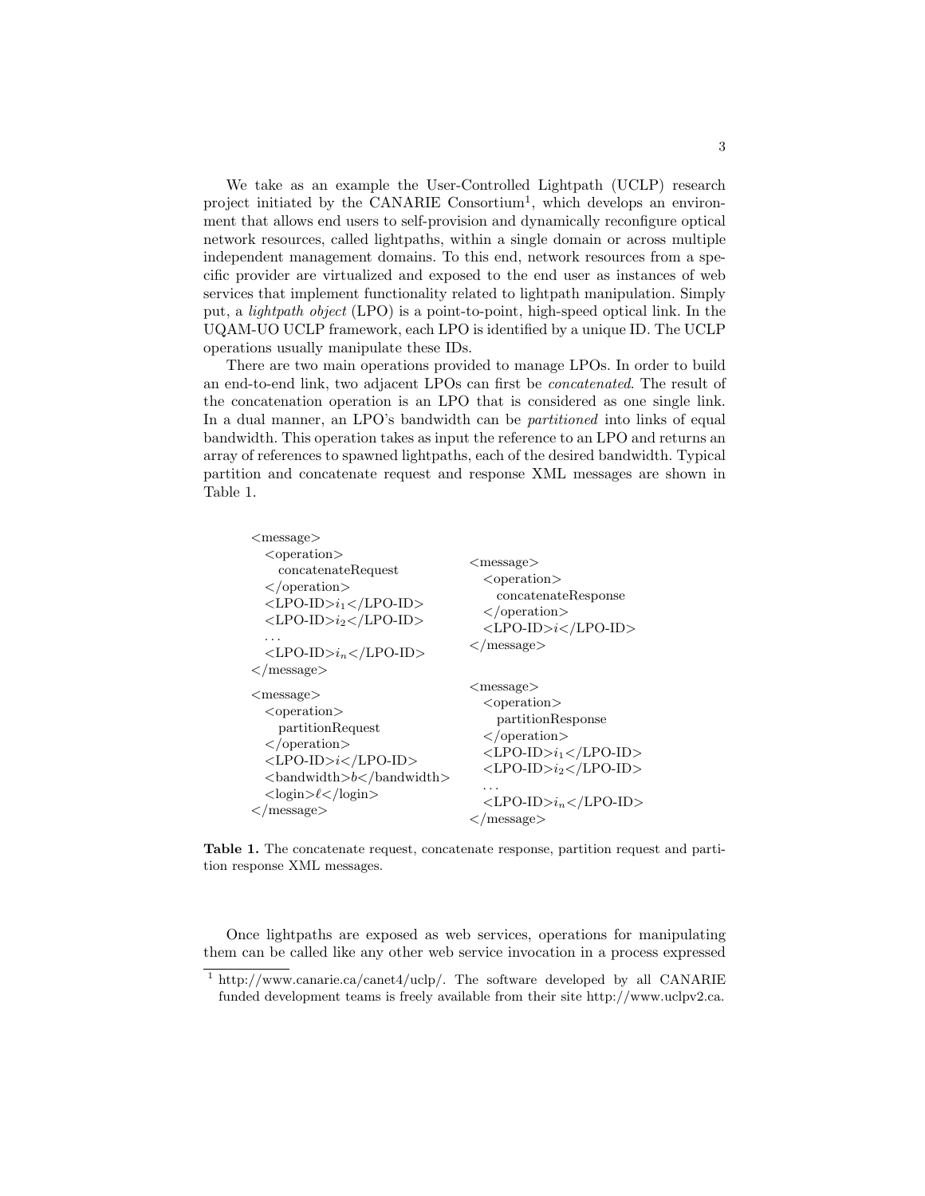We take as an example the User-Controlled Lightpath (UCLP) research project initiated by the CANARIE Consortium[1], which develops an environment that allows end users to self-provision and dynamically reconfigure optical network resources, called lightpaths, within a single domain or across multiple independent management domains. To this end, network resources from a specific provider are virtualized and exposed to the end user as instances of web services that implement functionality related to lightpath manipulation. Simply put, a *lightpath object* (LPO) is a point-to-point, high-speed optical link. In the UQAM-UO UCLP framework, each LPO is identified by a unique ID. The UCLP operations usually manipulate these IDs.

There are two main operations provided to manage LPOs. In order to build an end-to-end link, two adjacent LPOs can first be *concatenated*. The result of the concatenation operation is an LPO that is considered as one single link. In a dual manner, an LPO's bandwidth can be *partitioned* into links of equal bandwidth. This operation takes as input the reference to an LPO and returns an array of references to spawned lightpaths, each of the desired bandwidth. Typical partition and concatenate request and response XML messages are shown in Table 1.

```
<message>
  <operation>
    concatenateRequest
  </operation>
  <LPO-ID>i1</LPO-ID>
  <LPO-ID>i2</LPO-ID>
  ...
  <LPO-ID>in</LPO-ID>
</message>
```

```
<message>
  <operation>
    concatenateResponse
  </operation>
  <LPO-ID>i</LPO-ID>
</message>
```

```
<message>
  <operation>
    partitionRequest
  </operation>
  <LPO-ID>i</LPO-ID>
  <bandwidth>b</bandwidth>
  <login>ℓ</login>
</message>
```

```
<message>
  <operation>
    partitionResponse
  </operation>
  <LPO-ID>i1</LPO-ID>
  <LPO-ID>i2</LPO-ID>
  ...
  <LPO-ID>in</LPO-ID>
</message>
```

**Table 1.** The concatenate request, concatenate response, partition request and partition response XML messages.

Once lightpaths are exposed as web services, operations for manipulating them can be called like any other web service invocation in a process expressed

[1] http://www.canarie.ca/canet4/uclp/. The software developed by all CANARIE funded development teams is freely available from their site http://www.uclpv2.ca.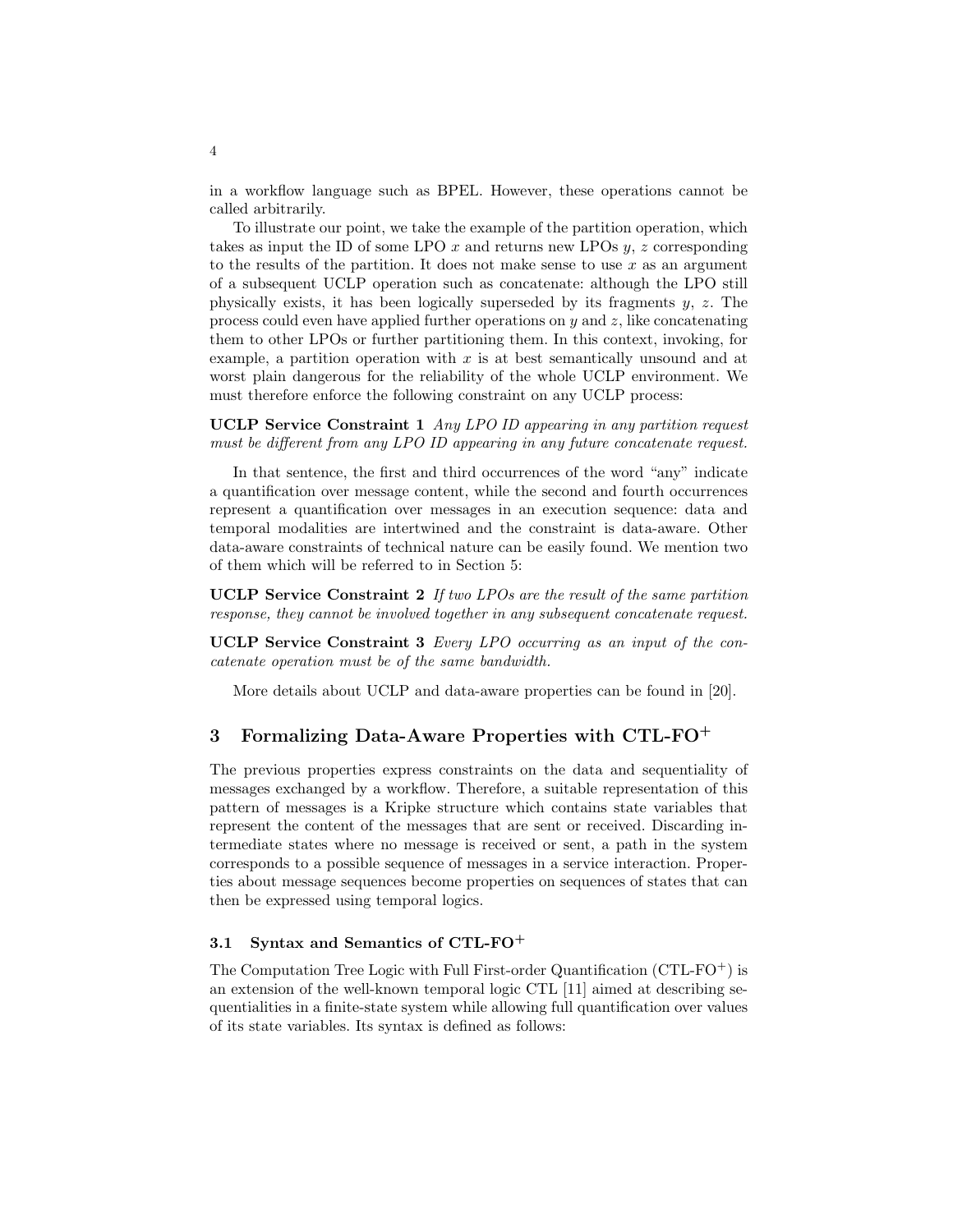in a workflow language such as BPEL. However, these operations cannot be called arbitrarily.

To illustrate our point, we take the example of the partition operation, which takes as input the ID of some LPO $x$ and returns new LPOs $y$, $z$ corresponding to the results of the partition. It does not make sense to use $x$ as an argument of a subsequent UCLP operation such as concatenate: although the LPO still physically exists, it has been logically superseded by its fragments $y$, $z$. The process could even have applied further operations on $y$ and $z$, like concatenating them to other LPOs or further partitioning them. In this context, invoking, for example, a partition operation with $x$ is at best semantically unsound and at worst plain dangerous for the reliability of the whole UCLP environment. We must therefore enforce the following constraint on any UCLP process:

**UCLP Service Constraint 1** *Any LPO ID appearing in any partition request must be different from any LPO ID appearing in any future concatenate request.*

In that sentence, the first and third occurrences of the word "any" indicate a quantification over message content, while the second and fourth occurrences represent a quantification over messages in an execution sequence: data and temporal modalities are intertwined and the constraint is data-aware. Other data-aware constraints of technical nature can be easily found. We mention two of them which will be referred to in Section 5:

**UCLP Service Constraint 2** *If two LPOs are the result of the same partition response, they cannot be involved together in any subsequent concatenate request.*

**UCLP Service Constraint 3** *Every LPO occurring as an input of the concatenate operation must be of the same bandwidth.*

More details about UCLP and data-aware properties can be found in [20].

## 3 Formalizing Data-Aware Properties with CTL-FO$^+$

The previous properties express constraints on the data and sequentiality of messages exchanged by a workflow. Therefore, a suitable representation of this pattern of messages is a Kripke structure which contains state variables that represent the content of the messages that are sent or received. Discarding intermediate states where no message is received or sent, a path in the system corresponds to a possible sequence of messages in a service interaction. Properties about message sequences become properties on sequences of states that can then be expressed using temporal logics.

### 3.1 Syntax and Semantics of CTL-FO$^+$

The Computation Tree Logic with Full First-order Quantification (CTL-FO$^+$) is an extension of the well-known temporal logic CTL [11] aimed at describing sequentialities in a finite-state system while allowing full quantification over values of its state variables. Its syntax is defined as follows: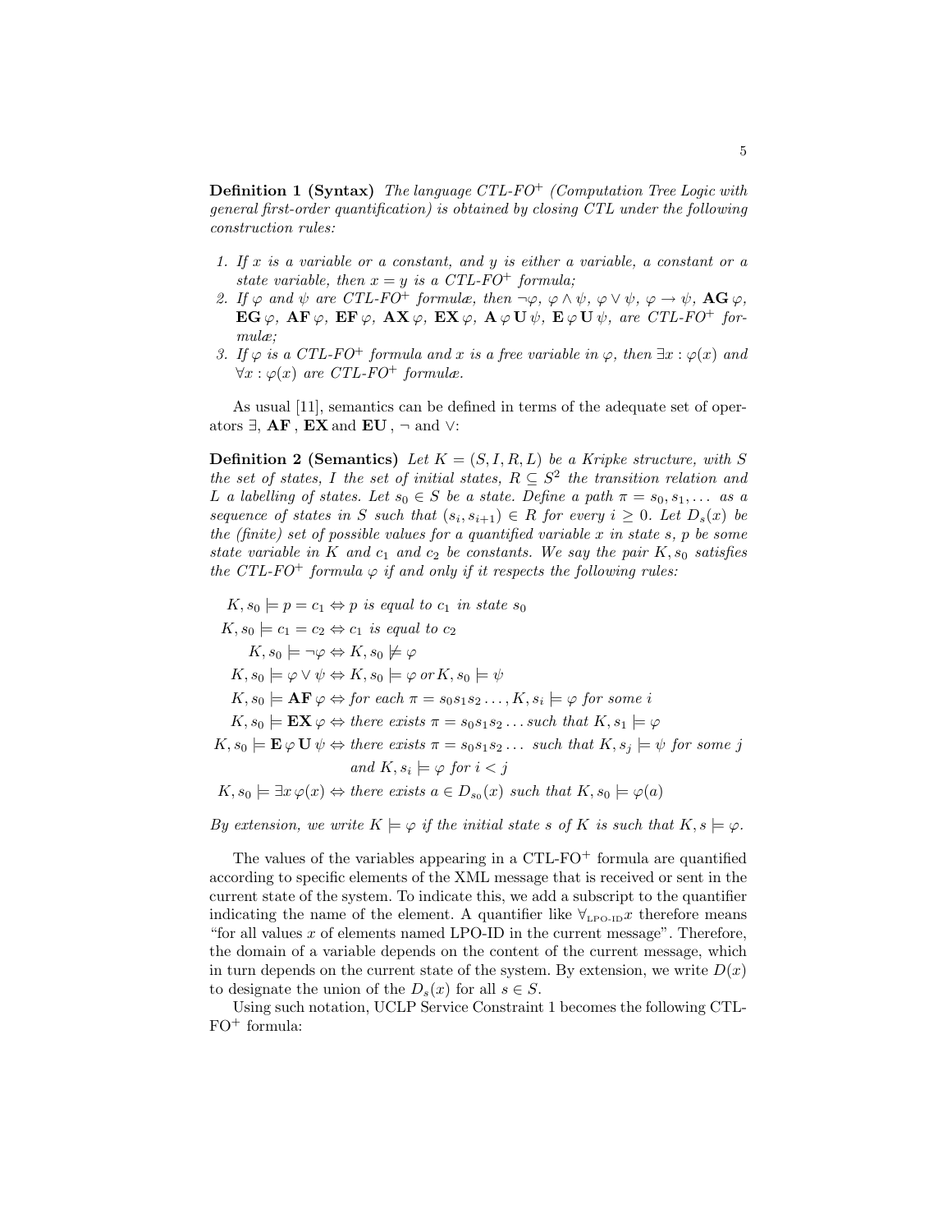**Definition 1 (Syntax)** *The language CTL-FO$^+$ (Computation Tree Logic with general first-order quantification) is obtained by closing CTL under the following construction rules:*

1. *If $x$ is a variable or a constant, and $y$ is either a variable, a constant or a state variable, then $x = y$ is a CTL-FO$^+$ formula;*
2. *If $\varphi$ and $\psi$ are CTL-FO$^+$ formulæ, then $\neg\varphi$, $\varphi \wedge \psi$, $\varphi \vee \psi$, $\varphi \rightarrow \psi$, $\mathbf{AG}\,\varphi$, $\mathbf{EG}\,\varphi$, $\mathbf{AF}\,\varphi$, $\mathbf{EF}\,\varphi$, $\mathbf{AX}\,\varphi$, $\mathbf{EX}\,\varphi$, $\mathbf{A}\,\varphi\,\mathbf{U}\,\psi$, $\mathbf{E}\,\varphi\,\mathbf{U}\,\psi$, are CTL-FO$^+$ formulæ;*
3. *If $\varphi$ is a CTL-FO$^+$ formula and $x$ is a free variable in $\varphi$, then $\exists x : \varphi(x)$ and $\forall x : \varphi(x)$ are CTL-FO$^+$ formulæ.*

As usual [11], semantics can be defined in terms of the adequate set of operators $\exists$, $\mathbf{AF}$, $\mathbf{EX}$ and $\mathbf{EU}$, $\neg$ and $\vee$:

**Definition 2 (Semantics)** *Let $K = (S, I, R, L)$ be a Kripke structure, with $S$ the set of states, $I$ the set of initial states, $R \subseteq S^2$ the transition relation and $L$ a labelling of states. Let $s_0 \in S$ be a state. Define a path $\pi = s_0, s_1, \ldots$ as a sequence of states in $S$ such that $(s_i, s_{i+1}) \in R$ for every $i \geq 0$. Let $D_s(x)$ be the (finite) set of possible values for a quantified variable $x$ in state $s$, $p$ be some state variable in $K$ and $c_1$ and $c_2$ be constants. We say the pair $K, s_0$ satisfies the CTL-FO$^+$ formula $\varphi$ if and only if it respects the following rules:*

$$
\begin{aligned}
K, s_0 \models p = c_1 &\Leftrightarrow p \text{ is equal to } c_1 \text{ in state } s_0\\
K, s_0 \models c_1 = c_2 &\Leftrightarrow c_1 \text{ is equal to } c_2\\
K, s_0 \models \neg\varphi &\Leftrightarrow K, s_0 \not\models \varphi\\
K, s_0 \models \varphi \vee \psi &\Leftrightarrow K, s_0 \models \varphi \text{ or } K, s_0 \models \psi\\
K, s_0 \models \mathbf{AF}\,\varphi &\Leftrightarrow \text{for each } \pi = s_0 s_1 s_2 \ldots, K, s_i \models \varphi \text{ for some } i\\
K, s_0 \models \mathbf{EX}\,\varphi &\Leftrightarrow \text{there exists } \pi = s_0 s_1 s_2 \ldots \text{ such that } K, s_1 \models \varphi\\
K, s_0 \models \mathbf{E}\,\varphi\,\mathbf{U}\,\psi &\Leftrightarrow \text{there exists } \pi = s_0 s_1 s_2 \ldots \text{ such that } K, s_j \models \psi \text{ for some } j\\
&\qquad \text{and } K, s_i \models \varphi \text{ for } i < j\\
K, s_0 \models \exists x\,\varphi(x) &\Leftrightarrow \text{there exists } a \in D_{s_0}(x) \text{ such that } K, s_0 \models \varphi(a)
\end{aligned}
$$

*By extension, we write $K \models \varphi$ if the initial state $s$ of $K$ is such that $K, s \models \varphi$.*

The values of the variables appearing in a CTL-FO$^+$ formula are quantified according to specific elements of the XML message that is received or sent in the current state of the system. To indicate this, we add a subscript to the quantifier indicating the name of the element. A quantifier like $\forall_{\text{LPO-ID}} x$ therefore means "for all values $x$ of elements named LPO-ID in the current message". Therefore, the domain of a variable depends on the content of the current message, which in turn depends on the current state of the system. By extension, we write $D(x)$ to designate the union of the $D_s(x)$ for all $s \in S$.

Using such notation, UCLP Service Constraint 1 becomes the following CTL-FO$^+$ formula: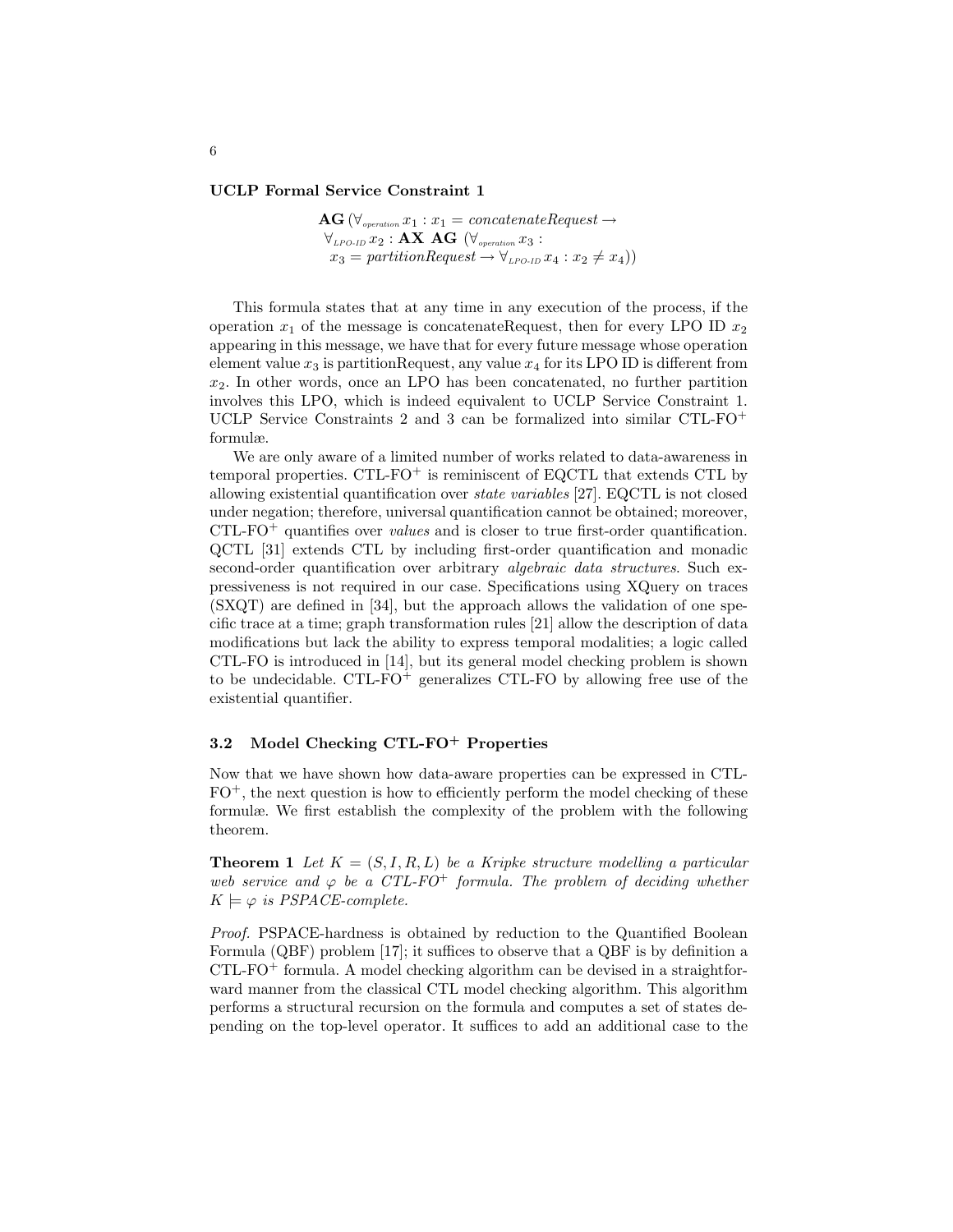**UCLP Formal Service Constraint 1**

$$
\begin{aligned}
&\mathbf{AG}\,(\forall_{operation}\, x_1 : x_1 = \mathit{concatenateRequest} \rightarrow \\
&\ \forall_{LPO\text{-}ID}\, x_2 : \mathbf{AX}\ \mathbf{AG}\ (\forall_{operation}\, x_3 : \\
&\quad x_3 = \mathit{partitionRequest} \rightarrow \forall_{LPO\text{-}ID}\, x_4 : x_2 \neq x_4))
\end{aligned}
$$

This formula states that at any time in any execution of the process, if the operation $x_1$ of the message is concatenateRequest, then for every LPO ID $x_2$ appearing in this message, we have that for every future message whose operation element value $x_3$ is partitionRequest, any value $x_4$ for its LPO ID is different from $x_2$. In other words, once an LPO has been concatenated, no further partition involves this LPO, which is indeed equivalent to UCLP Service Constraint 1. UCLP Service Constraints 2 and 3 can be formalized into similar CTL-FO$^+$ formulæ.

We are only aware of a limited number of works related to data-awareness in temporal properties. CTL-FO$^+$ is reminiscent of EQCTL that extends CTL by allowing existential quantification over *state variables* [27]. EQCTL is not closed under negation; therefore, universal quantification cannot be obtained; moreover, CTL-FO$^+$ quantifies over *values* and is closer to true first-order quantification. QCTL [31] extends CTL by including first-order quantification and monadic second-order quantification over arbitrary *algebraic data structures*. Such expressiveness is not required in our case. Specifications using XQuery on traces (SXQT) are defined in [34], but the approach allows the validation of one specific trace at a time; graph transformation rules [21] allow the description of data modifications but lack the ability to express temporal modalities; a logic called CTL-FO is introduced in [14], but its general model checking problem is shown to be undecidable. CTL-FO$^+$ generalizes CTL-FO by allowing free use of the existential quantifier.

### 3.2 Model Checking CTL-FO$^+$ Properties

Now that we have shown how data-aware properties can be expressed in CTL-FO$^+$, the next question is how to efficiently perform the model checking of these formulæ. We first establish the complexity of the problem with the following theorem.

**Theorem 1** *Let $K = (S, I, R, L)$ be a Kripke structure modelling a particular web service and $\varphi$ be a CTL-FO$^+$ formula. The problem of deciding whether $K \models \varphi$ is PSPACE-complete.*

*Proof.* PSPACE-hardness is obtained by reduction to the Quantified Boolean Formula (QBF) problem [17]; it suffices to observe that a QBF is by definition a CTL-FO$^+$ formula. A model checking algorithm can be devised in a straightforward manner from the classical CTL model checking algorithm. This algorithm performs a structural recursion on the formula and computes a set of states depending on the top-level operator. It suffices to add an additional case to the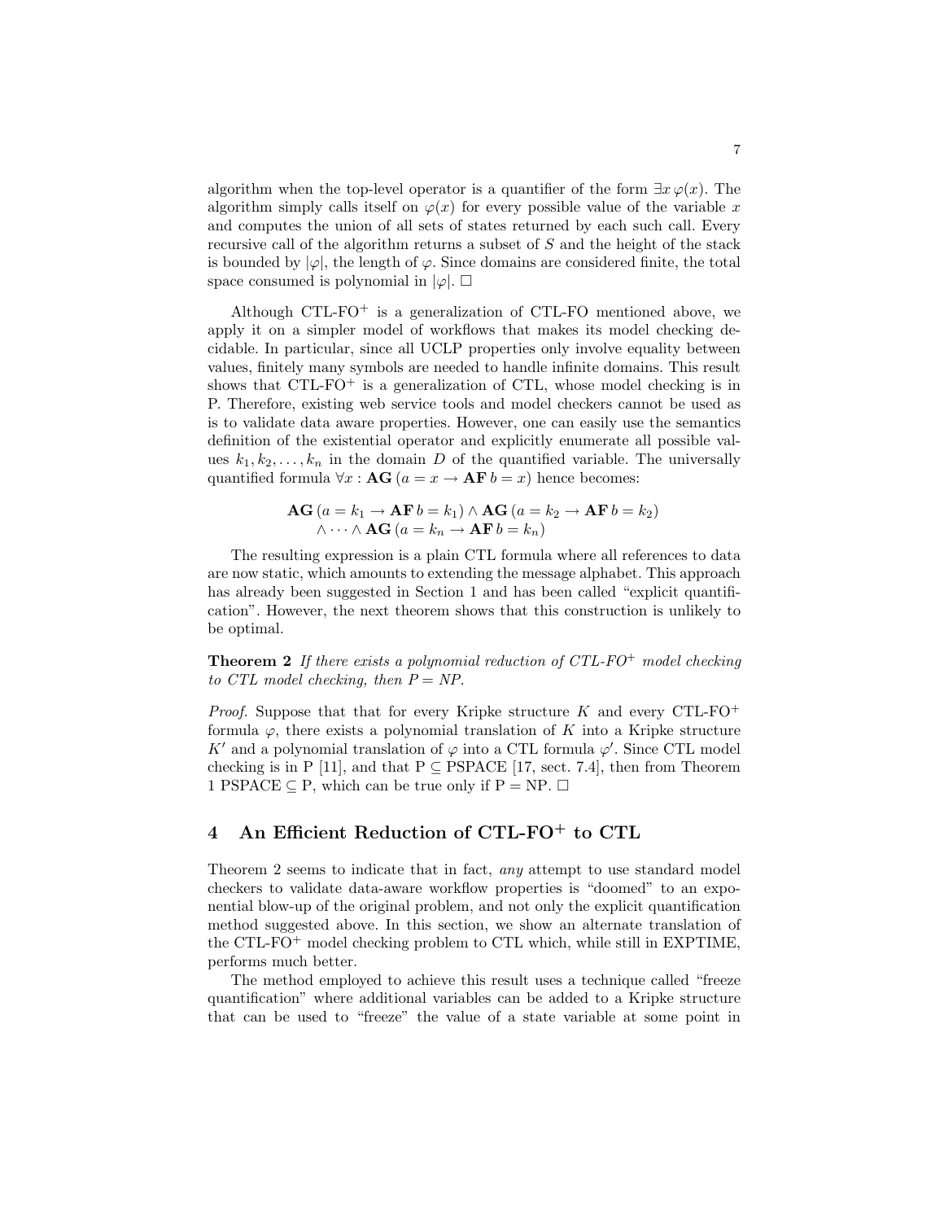algorithm when the top-level operator is a quantifier of the form $\exists x\, \varphi(x)$. The algorithm simply calls itself on $\varphi(x)$ for every possible value of the variable $x$ and computes the union of all sets of states returned by each such call. Every recursive call of the algorithm returns a subset of $S$ and the height of the stack is bounded by $|\varphi|$, the length of $\varphi$. Since domains are considered finite, the total space consumed is polynomial in $|\varphi|$. □

Although CTL-FO$^+$ is a generalization of CTL-FO mentioned above, we apply it on a simpler model of workflows that makes its model checking decidable. In particular, since all UCLP properties only involve equality between values, finitely many symbols are needed to handle infinite domains. This result shows that CTL-FO$^+$ is a generalization of CTL, whose model checking is in P. Therefore, existing web service tools and model checkers cannot be used as is to validate data aware properties. However, one can easily use the semantics definition of the existential operator and explicitly enumerate all possible values $k_1, k_2, \ldots, k_n$ in the domain $D$ of the quantified variable. The universally quantified formula $\forall x : \mathbf{AG}\,(a = x \rightarrow \mathbf{AF}\, b = x)$ hence becomes:

$$\mathbf{AG}\,(a = k_1 \rightarrow \mathbf{AF}\, b = k_1) \wedge \mathbf{AG}\,(a = k_2 \rightarrow \mathbf{AF}\, b = k_2)$$
$$\wedge \cdots \wedge \mathbf{AG}\,(a = k_n \rightarrow \mathbf{AF}\, b = k_n)$$

The resulting expression is a plain CTL formula where all references to data are now static, which amounts to extending the message alphabet. This approach has already been suggested in Section 1 and has been called "explicit quantification". However, the next theorem shows that this construction is unlikely to be optimal.

**Theorem 2** *If there exists a polynomial reduction of CTL-FO$^+$ model checking to CTL model checking, then P = NP.*

*Proof.* Suppose that that for every Kripke structure $K$ and every CTL-FO$^+$ formula $\varphi$, there exists a polynomial translation of $K$ into a Kripke structure $K'$ and a polynomial translation of $\varphi$ into a CTL formula $\varphi'$. Since CTL model checking is in P [11], and that P $\subseteq$ PSPACE [17, sect. 7.4], then from Theorem 1 PSPACE $\subseteq$ P, which can be true only if P = NP. □

## 4 An Efficient Reduction of CTL-FO$^+$ to CTL

Theorem 2 seems to indicate that in fact, *any* attempt to use standard model checkers to validate data-aware workflow properties is "doomed" to an exponential blow-up of the original problem, and not only the explicit quantification method suggested above. In this section, we show an alternate translation of the CTL-FO$^+$ model checking problem to CTL which, while still in EXPTIME, performs much better.

The method employed to achieve this result uses a technique called "freeze quantification" where additional variables can be added to a Kripke structure that can be used to "freeze" the value of a state variable at some point in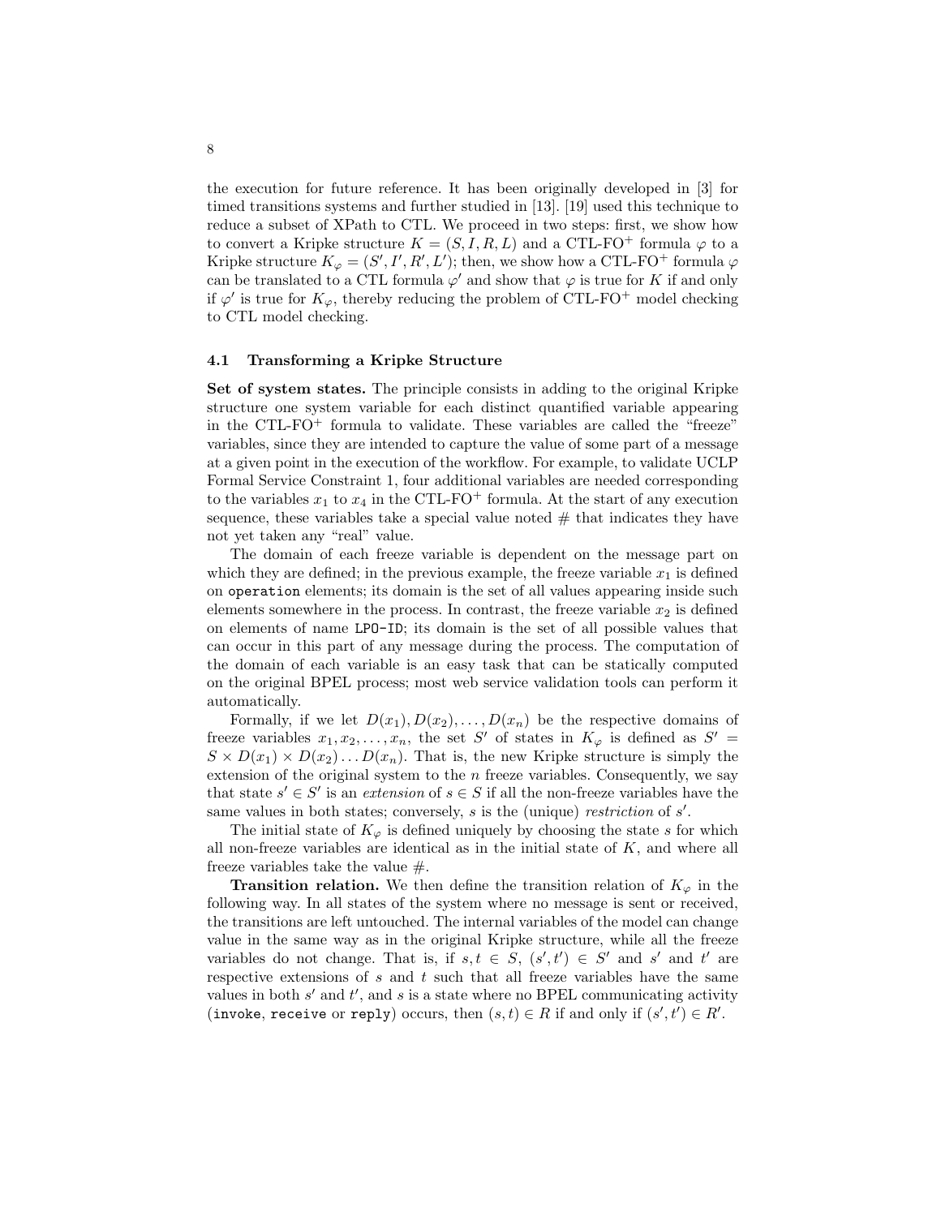the execution for future reference. It has been originally developed in [3] for timed transitions systems and further studied in [13]. [19] used this technique to reduce a subset of XPath to CTL. We proceed in two steps: first, we show how to convert a Kripke structure $K = (S, I, R, L)$ and a CTL-FO$^+$ formula $\varphi$ to a Kripke structure $K_\varphi = (S', I', R', L')$; then, we show how a CTL-FO$^+$ formula $\varphi$ can be translated to a CTL formula $\varphi'$ and show that $\varphi$ is true for $K$ if and only if $\varphi'$ is true for $K_\varphi$, thereby reducing the problem of CTL-FO$^+$ model checking to CTL model checking.

### 4.1 Transforming a Kripke Structure

**Set of system states.** The principle consists in adding to the original Kripke structure one system variable for each distinct quantified variable appearing in the CTL-FO$^+$ formula to validate. These variables are called the "freeze" variables, since they are intended to capture the value of some part of a message at a given point in the execution of the workflow. For example, to validate UCLP Formal Service Constraint 1, four additional variables are needed corresponding to the variables $x_1$ to $x_4$ in the CTL-FO$^+$ formula. At the start of any execution sequence, these variables take a special value noted # that indicates they have not yet taken any "real" value.

The domain of each freeze variable is dependent on the message part on which they are defined; in the previous example, the freeze variable $x_1$ is defined on `operation` elements; its domain is the set of all values appearing inside such elements somewhere in the process. In contrast, the freeze variable $x_2$ is defined on elements of name `LPO-ID`; its domain is the set of all possible values that can occur in this part of any message during the process. The computation of the domain of each variable is an easy task that can be statically computed on the original BPEL process; most web service validation tools can perform it automatically.

Formally, if we let $D(x_1), D(x_2), \ldots, D(x_n)$ be the respective domains of freeze variables $x_1, x_2, \ldots, x_n$, the set $S'$ of states in $K_\varphi$ is defined as $S' = S \times D(x_1) \times D(x_2) \ldots D(x_n)$. That is, the new Kripke structure is simply the extension of the original system to the $n$ freeze variables. Consequently, we say that state $s' \in S'$ is an *extension* of $s \in S$ if all the non-freeze variables have the same values in both states; conversely, $s$ is the (unique) *restriction* of $s'$.

The initial state of $K_\varphi$ is defined uniquely by choosing the state $s$ for which all non-freeze variables are identical as in the initial state of $K$, and where all freeze variables take the value #.

**Transition relation.** We then define the transition relation of $K_\varphi$ in the following way. In all states of the system where no message is sent or received, the transitions are left untouched. The internal variables of the model can change value in the same way as in the original Kripke structure, while all the freeze variables do not change. That is, if $s, t \in S$, $(s', t') \in S'$ and $s'$ and $t'$ are respective extensions of $s$ and $t$ such that all freeze variables have the same values in both $s'$ and $t'$, and $s$ is a state where no BPEL communicating activity (`invoke`, `receive` or `reply`) occurs, then $(s, t) \in R$ if and only if $(s', t') \in R'$.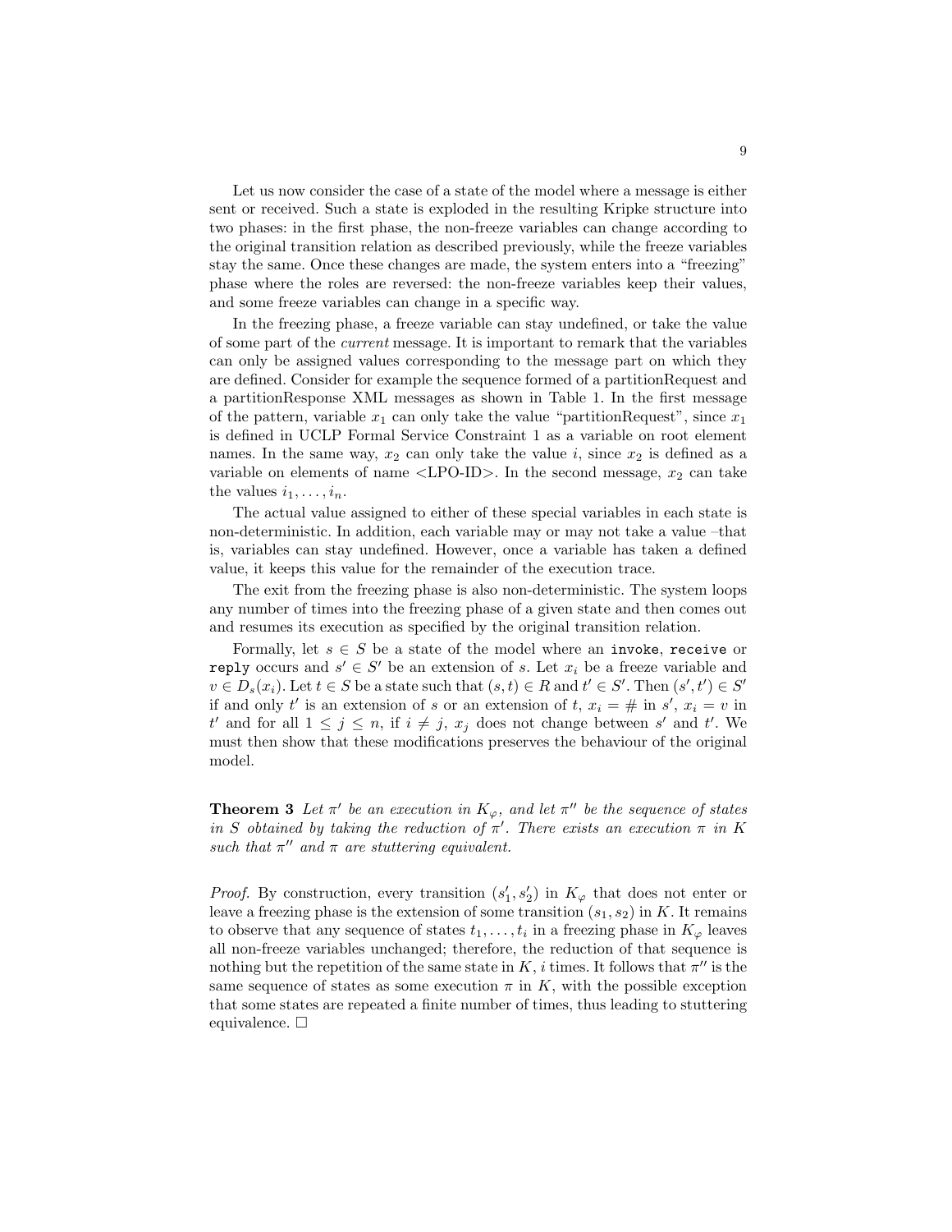Let us now consider the case of a state of the model where a message is either sent or received. Such a state is exploded in the resulting Kripke structure into two phases: in the first phase, the non-freeze variables can change according to the original transition relation as described previously, while the freeze variables stay the same. Once these changes are made, the system enters into a "freezing" phase where the roles are reversed: the non-freeze variables keep their values, and some freeze variables can change in a specific way.

In the freezing phase, a freeze variable can stay undefined, or take the value of some part of the *current* message. It is important to remark that the variables can only be assigned values corresponding to the message part on which they are defined. Consider for example the sequence formed of a partitionRequest and a partitionResponse XML messages as shown in Table 1. In the first message of the pattern, variable $x_1$ can only take the value "partitionRequest", since $x_1$ is defined in UCLP Formal Service Constraint 1 as a variable on root element names. In the same way, $x_2$ can only take the value $i$, since $x_2$ is defined as a variable on elements of name <LPO-ID>. In the second message, $x_2$ can take the values $i_1, \ldots, i_n$.

The actual value assigned to either of these special variables in each state is non-deterministic. In addition, each variable may or may not take a value –that is, variables can stay undefined. However, once a variable has taken a defined value, it keeps this value for the remainder of the execution trace.

The exit from the freezing phase is also non-deterministic. The system loops any number of times into the freezing phase of a given state and then comes out and resumes its execution as specified by the original transition relation.

Formally, let $s \in S$ be a state of the model where an `invoke`, `receive` or `reply` occurs and $s' \in S'$ be an extension of $s$. Let $x_i$ be a freeze variable and $v \in D_s(x_i)$. Let $t \in S$ be a state such that $(s, t) \in R$ and $t' \in S'$. Then $(s', t') \in S'$ if and only $t'$ is an extension of $s$ or an extension of $t$, $x_i = \#$ in $s'$, $x_i = v$ in $t'$ and for all $1 \leq j \leq n$, if $i \neq j$, $x_j$ does not change between $s'$ and $t'$. We must then show that these modifications preserves the behaviour of the original model.

**Theorem 3** *Let $\pi'$ be an execution in $K_\varphi$, and let $\pi''$ be the sequence of states in $S$ obtained by taking the reduction of $\pi'$. There exists an execution $\pi$ in $K$ such that $\pi''$ and $\pi$ are stuttering equivalent.*

*Proof.* By construction, every transition $(s'_1, s'_2)$ in $K_\varphi$ that does not enter or leave a freezing phase is the extension of some transition $(s_1, s_2)$ in $K$. It remains to observe that any sequence of states $t_1, \ldots, t_i$ in a freezing phase in $K_\varphi$ leaves all non-freeze variables unchanged; therefore, the reduction of that sequence is nothing but the repetition of the same state in $K$, $i$ times. It follows that $\pi''$ is the same sequence of states as some execution $\pi$ in $K$, with the possible exception that some states are repeated a finite number of times, thus leading to stuttering equivalence. □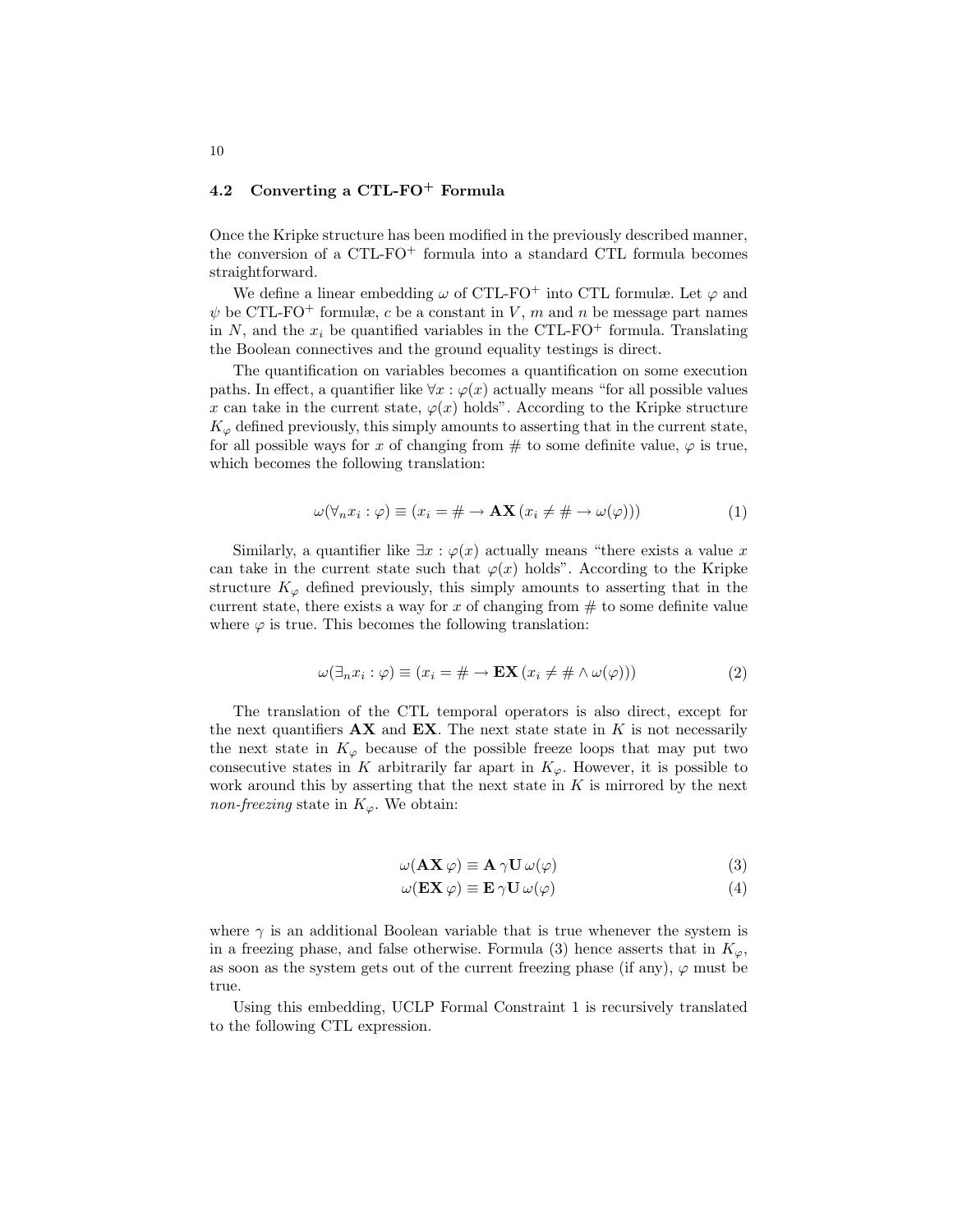### 4.2 Converting a CTL-FO$^+$ Formula

Once the Kripke structure has been modified in the previously described manner, the conversion of a CTL-FO$^+$ formula into a standard CTL formula becomes straightforward.

We define a linear embedding $\omega$ of CTL-FO$^+$ into CTL formulæ. Let $\varphi$ and $\psi$ be CTL-FO$^+$ formulæ, $c$ be a constant in $V$, $m$ and $n$ be message part names in $N$, and the $x_i$ be quantified variables in the CTL-FO$^+$ formula. Translating the Boolean connectives and the ground equality testings is direct.

The quantification on variables becomes a quantification on some execution paths. In effect, a quantifier like $\forall x : \varphi(x)$ actually means "for all possible values $x$ can take in the current state, $\varphi(x)$ holds". According to the Kripke structure $K_\varphi$ defined previously, this simply amounts to asserting that in the current state, for all possible ways for $x$ of changing from # to some definite value, $\varphi$ is true, which becomes the following translation:

$$\omega(\forall_n x_i : \varphi) \equiv (x_i = \# \rightarrow \mathbf{AX}\,(x_i \neq \# \rightarrow \omega(\varphi))) \tag{1}$$

Similarly, a quantifier like $\exists x : \varphi(x)$ actually means "there exists a value $x$ can take in the current state such that $\varphi(x)$ holds". According to the Kripke structure $K_\varphi$ defined previously, this simply amounts to asserting that in the current state, there exists a way for $x$ of changing from # to some definite value where $\varphi$ is true. This becomes the following translation:

$$\omega(\exists_n x_i : \varphi) \equiv (x_i = \# \rightarrow \mathbf{EX}\,(x_i \neq \# \wedge \omega(\varphi))) \tag{2}$$

The translation of the CTL temporal operators is also direct, except for the next quantifiers **AX** and **EX**. The next state state in $K$ is not necessarily the next state in $K_\varphi$ because of the possible freeze loops that may put two consecutive states in $K$ arbitrarily far apart in $K_\varphi$. However, it is possible to work around this by asserting that the next state in $K$ is mirrored by the next *non-freezing* state in $K_\varphi$. We obtain:

$$\omega(\mathbf{AX}\,\varphi) \equiv \mathbf{A}\,\gamma\mathbf{U}\,\omega(\varphi) \tag{3}$$

$$\omega(\mathbf{EX}\,\varphi) \equiv \mathbf{E}\,\gamma\mathbf{U}\,\omega(\varphi) \tag{4}$$

where $\gamma$ is an additional Boolean variable that is true whenever the system is in a freezing phase, and false otherwise. Formula (3) hence asserts that in $K_\varphi$, as soon as the system gets out of the current freezing phase (if any), $\varphi$ must be true.

Using this embedding, UCLP Formal Constraint 1 is recursively translated to the following CTL expression.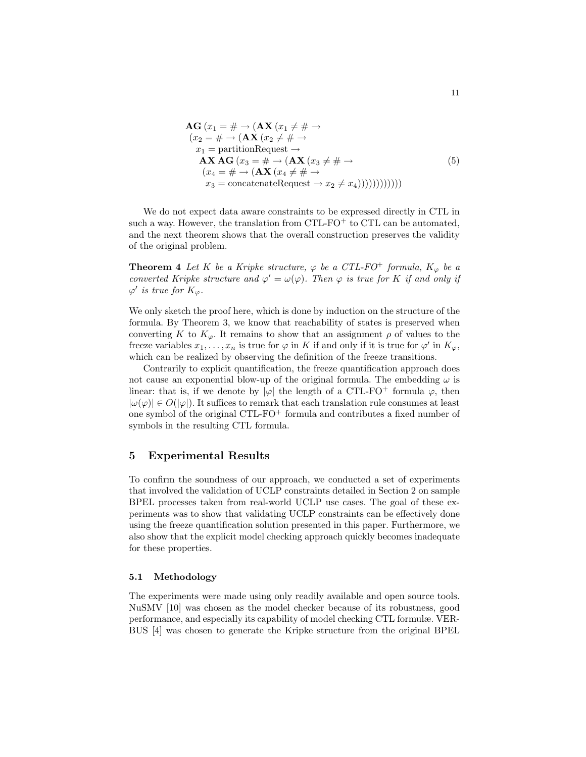$$
\begin{array}{l}
\mathbf{AG}\,(x_1 = \# \rightarrow (\mathbf{AX}\,(x_1 \neq \# \rightarrow \\
\;(x_2 = \# \rightarrow (\mathbf{AX}\,(x_2 \neq \# \rightarrow \\
\;\;x_1 = \text{partitionRequest} \rightarrow \\
\;\;\;\mathbf{AX}\,\mathbf{AG}\,(x_3 = \# \rightarrow (\mathbf{AX}\,(x_3 \neq \# \rightarrow \\
\;\;\;\;(x_4 = \# \rightarrow (\mathbf{AX}\,(x_4 \neq \# \rightarrow \\
\;\;\;\;\;x_3 = \text{concatenateRequest} \rightarrow x_2 \neq x_4))))))))))))
\end{array}
\tag{5}
$$

We do not expect data aware constraints to be expressed directly in CTL in such a way. However, the translation from CTL-FO$^+$ to CTL can be automated, and the next theorem shows that the overall construction preserves the validity of the original problem.

**Theorem 4** *Let $K$ be a Kripke structure, $\varphi$ be a CTL-FO$^+$ formula, $K_\varphi$ be a converted Kripke structure and $\varphi' = \omega(\varphi)$. Then $\varphi$ is true for $K$ if and only if $\varphi'$ is true for $K_\varphi$.*

We only sketch the proof here, which is done by induction on the structure of the formula. By Theorem 3, we know that reachability of states is preserved when converting $K$ to $K_\varphi$. It remains to show that an assignment $\rho$ of values to the freeze variables $x_1, \ldots, x_n$ is true for $\varphi$ in $K$ if and only if it is true for $\varphi'$ in $K_\varphi$, which can be realized by observing the definition of the freeze transitions.

Contrarily to explicit quantification, the freeze quantification approach does not cause an exponential blow-up of the original formula. The embedding $\omega$ is linear: that is, if we denote by $|\varphi|$ the length of a CTL-FO$^+$ formula $\varphi$, then $|\omega(\varphi)| \in O(|\varphi|)$. It suffices to remark that each translation rule consumes at least one symbol of the original CTL-FO$^+$ formula and contributes a fixed number of symbols in the resulting CTL formula.

## 5 Experimental Results

To confirm the soundness of our approach, we conducted a set of experiments that involved the validation of UCLP constraints detailed in Section 2 on sample BPEL processes taken from real-world UCLP use cases. The goal of these experiments was to show that validating UCLP constraints can be effectively done using the freeze quantification solution presented in this paper. Furthermore, we also show that the explicit model checking approach quickly becomes inadequate for these properties.

### 5.1 Methodology

The experiments were made using only readily available and open source tools. NuSMV [10] was chosen as the model checker because of its robustness, good performance, and especially its capability of model checking CTL formulæ. VERBUS [4] was chosen to generate the Kripke structure from the original BPEL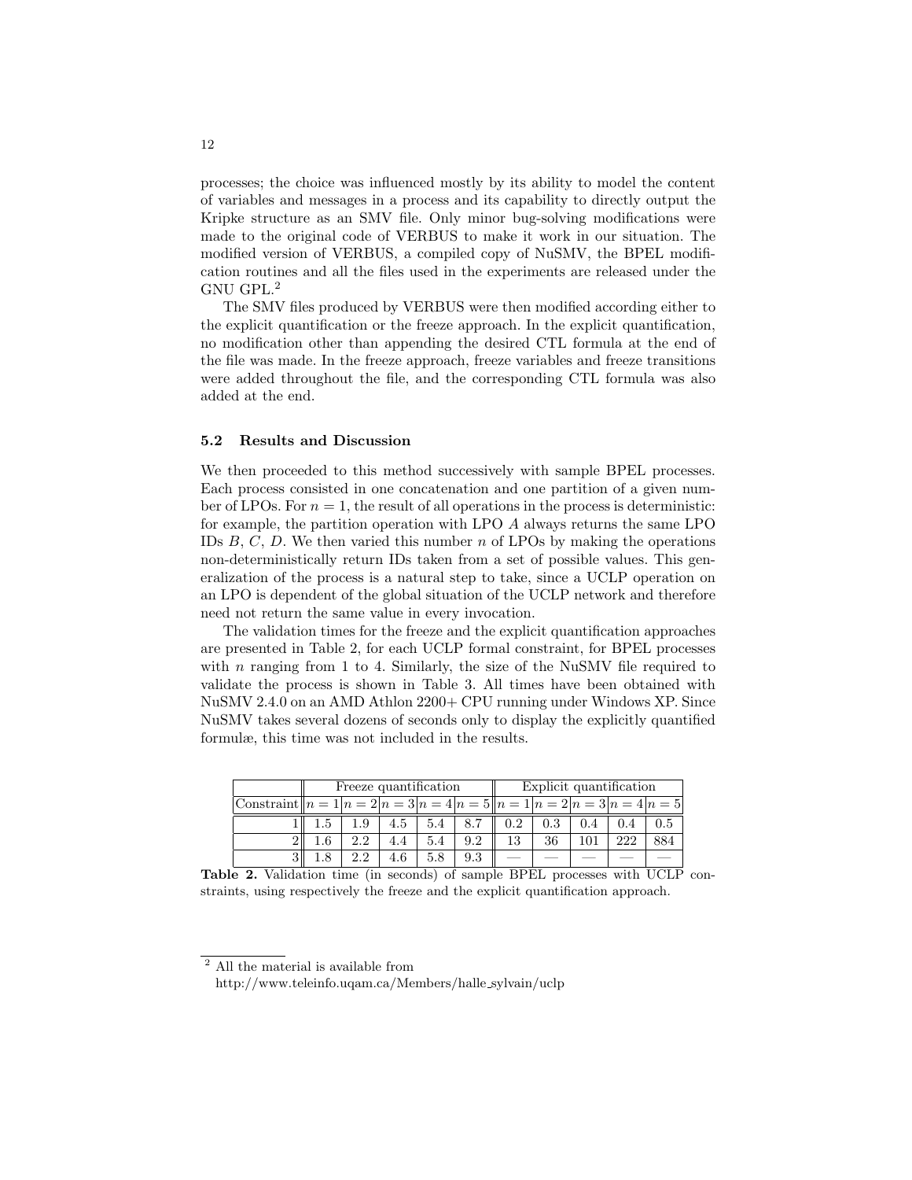processes; the choice was influenced mostly by its ability to model the content of variables and messages in a process and its capability to directly output the Kripke structure as an SMV file. Only minor bug-solving modifications were made to the original code of VERBUS to make it work in our situation. The modified version of VERBUS, a compiled copy of NuSMV, the BPEL modification routines and all the files used in the experiments are released under the GNU GPL.[2]

The SMV files produced by VERBUS were then modified according either to the explicit quantification or the freeze approach. In the explicit quantification, no modification other than appending the desired CTL formula at the end of the file was made. In the freeze approach, freeze variables and freeze transitions were added throughout the file, and the corresponding CTL formula was also added at the end.

### 5.2 Results and Discussion

We then proceeded to this method successively with sample BPEL processes. Each process consisted in one concatenation and one partition of a given number of LPOs. For $n = 1$, the result of all operations in the process is deterministic: for example, the partition operation with LPO $A$ always returns the same LPO IDs $B$, $C$, $D$. We then varied this number $n$ of LPOs by making the operations non-deterministically return IDs taken from a set of possible values. This generalization of the process is a natural step to take, since a UCLP operation on an LPO is dependent of the global situation of the UCLP network and therefore need not return the same value in every invocation.

The validation times for the freeze and the explicit quantification approaches are presented in Table 2, for each UCLP formal constraint, for BPEL processes with $n$ ranging from 1 to 4. Similarly, the size of the NuSMV file required to validate the process is shown in Table 3. All times have been obtained with NuSMV 2.4.0 on an AMD Athlon 2200+ CPU running under Windows XP. Since NuSMV takes several dozens of seconds only to display the explicitly quantified formulæ, this time was not included in the results.

| | Freeze quantification | | | | | Explicit quantification | | | | |
|---|---|---|---|---|---|---|---|---|---|---|
| Constraint | $n = 1$ | $n = 2$ | $n = 3$ | $n = 4$ | $n = 5$ | $n = 1$ | $n = 2$ | $n = 3$ | $n = 4$ | $n = 5$ |
| 1 | 1.5 | 1.9 | 4.5 | 5.4 | 8.7 | 0.2 | 0.3 | 0.4 | 0.4 | 0.5 |
| 2 | 1.6 | 2.2 | 4.4 | 5.4 | 9.2 | 13 | 36 | 101 | 222 | 884 |
| 3 | 1.8 | 2.2 | 4.6 | 5.8 | 9.3 | — | — | — | — | — |

**Table 2.** Validation time (in seconds) of sample BPEL processes with UCLP constraints, using respectively the freeze and the explicit quantification approach.

---

[2] All the material is available from http://www.teleinfo.uqam.ca/Members/halle_sylvain/uclp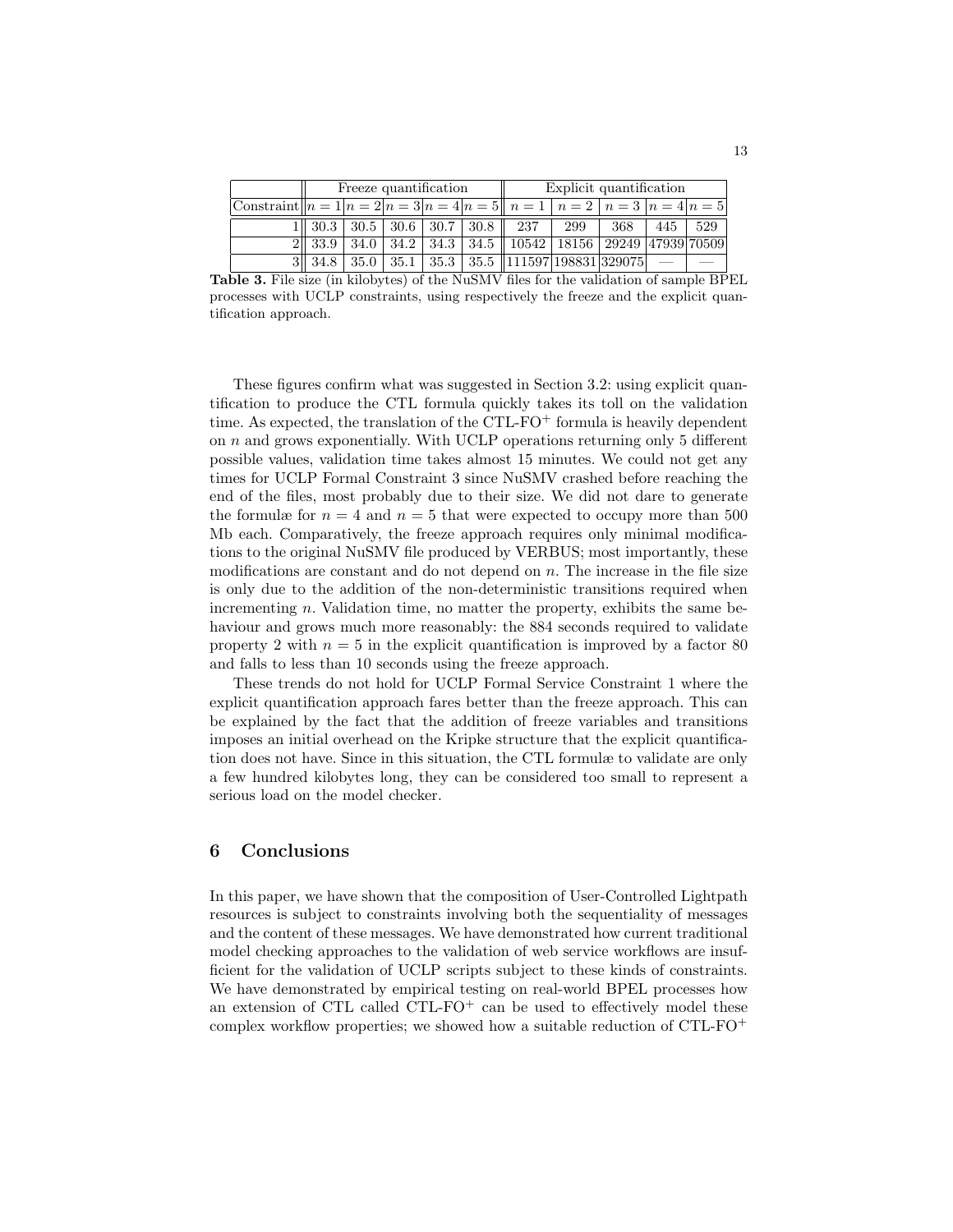| | Freeze quantification | | | | | Explicit quantification | | | | |
|---|---|---|---|---|---|---|---|---|---|---|
| Constraint | $n = 1$ | $n = 2$ | $n = 3$ | $n = 4$ | $n = 5$ | $n = 1$ | $n = 2$ | $n = 3$ | $n = 4$ | $n = 5$ |
| 1 | 30.3 | 30.5 | 30.6 | 30.7 | 30.8 | 237 | 299 | 368 | 445 | 529 |
| 2 | 33.9 | 34.0 | 34.2 | 34.3 | 34.5 | 10542 | 18156 | 29249 | 47939 | 70509 |
| 3 | 34.8 | 35.0 | 35.1 | 35.3 | 35.5 | 111597 | 198831 | 329075 | — | — |

**Table 3.** File size (in kilobytes) of the NuSMV files for the validation of sample BPEL processes with UCLP constraints, using respectively the freeze and the explicit quantification approach.

These figures confirm what was suggested in Section 3.2: using explicit quantification to produce the CTL formula quickly takes its toll on the validation time. As expected, the translation of the CTL-FO$^+$ formula is heavily dependent on $n$ and grows exponentially. With UCLP operations returning only 5 different possible values, validation time takes almost 15 minutes. We could not get any times for UCLP Formal Constraint 3 since NuSMV crashed before reaching the end of the files, most probably due to their size. We did not dare to generate the formulæ for $n = 4$ and $n = 5$ that were expected to occupy more than 500 Mb each. Comparatively, the freeze approach requires only minimal modifications to the original NuSMV file produced by VERBUS; most importantly, these modifications are constant and do not depend on $n$. The increase in the file size is only due to the addition of the non-deterministic transitions required when incrementing $n$. Validation time, no matter the property, exhibits the same behaviour and grows much more reasonably: the 884 seconds required to validate property 2 with $n = 5$ in the explicit quantification is improved by a factor 80 and falls to less than 10 seconds using the freeze approach.

These trends do not hold for UCLP Formal Service Constraint 1 where the explicit quantification approach fares better than the freeze approach. This can be explained by the fact that the addition of freeze variables and transitions imposes an initial overhead on the Kripke structure that the explicit quantification does not have. Since in this situation, the CTL formulæ to validate are only a few hundred kilobytes long, they can be considered too small to represent a serious load on the model checker.

## 6 Conclusions

In this paper, we have shown that the composition of User-Controlled Lightpath resources is subject to constraints involving both the sequentiality of messages and the content of these messages. We have demonstrated how current traditional model checking approaches to the validation of web service workflows are insufficient for the validation of UCLP scripts subject to these kinds of constraints. We have demonstrated by empirical testing on real-world BPEL processes how an extension of CTL called CTL-FO$^+$ can be used to effectively model these complex workflow properties; we showed how a suitable reduction of CTL-FO$^+$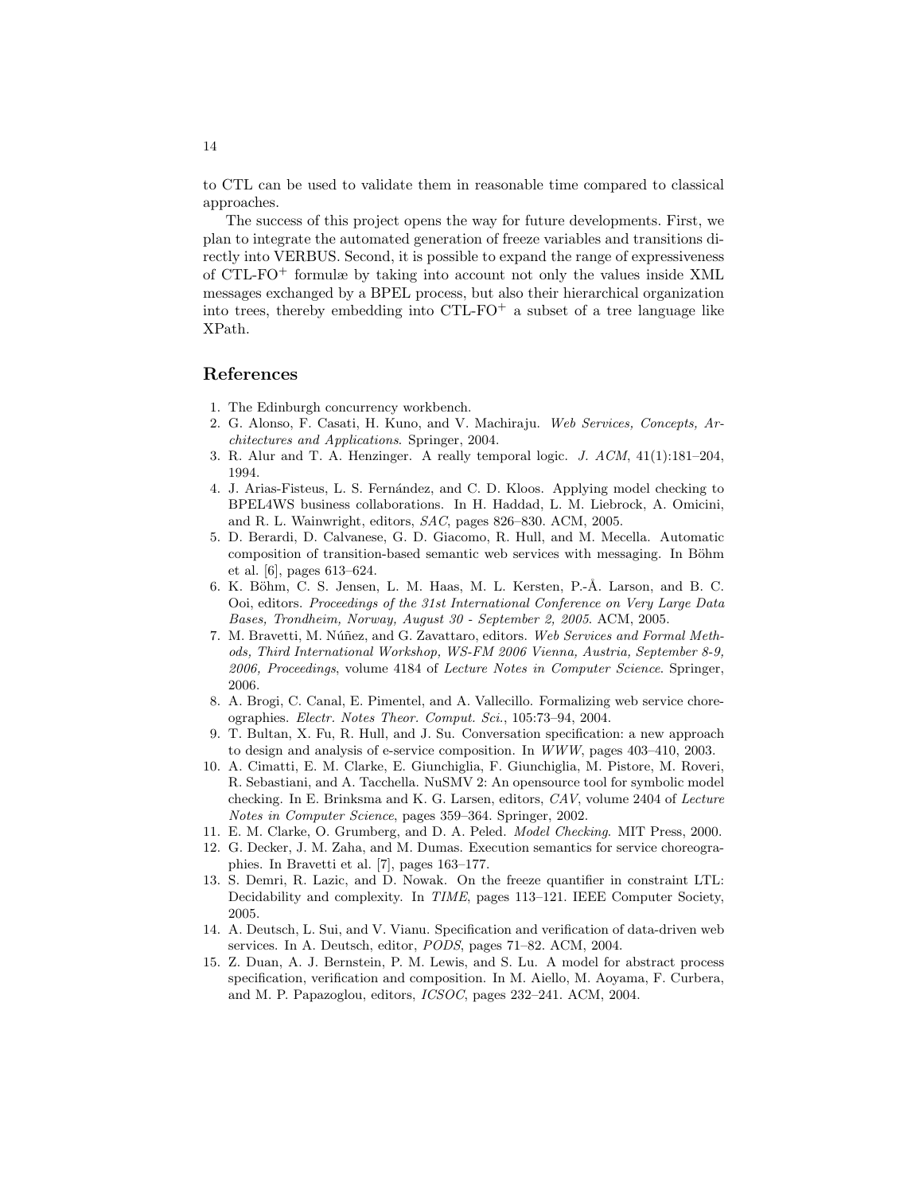to CTL can be used to validate them in reasonable time compared to classical approaches.

The success of this project opens the way for future developments. First, we plan to integrate the automated generation of freeze variables and transitions directly into VERBUS. Second, it is possible to expand the range of expressiveness of CTL-FO$^+$ formulæ by taking into account not only the values inside XML messages exchanged by a BPEL process, but also their hierarchical organization into trees, thereby embedding into CTL-FO$^+$ a subset of a tree language like XPath.

## References

1. The Edinburgh concurrency workbench.
2. G. Alonso, F. Casati, H. Kuno, and V. Machiraju. *Web Services, Concepts, Architectures and Applications*. Springer, 2004.
3. R. Alur and T. A. Henzinger. A really temporal logic. *J. ACM*, 41(1):181–204, 1994.
4. J. Arias-Fisteus, L. S. Fernández, and C. D. Kloos. Applying model checking to BPEL4WS business collaborations. In H. Haddad, L. M. Liebrock, A. Omicini, and R. L. Wainwright, editors, *SAC*, pages 826–830. ACM, 2005.
5. D. Berardi, D. Calvanese, G. D. Giacomo, R. Hull, and M. Mecella. Automatic composition of transition-based semantic web services with messaging. In Böhm et al. [6], pages 613–624.
6. K. Böhm, C. S. Jensen, L. M. Haas, M. L. Kersten, P.-Å. Larson, and B. C. Ooi, editors. *Proceedings of the 31st International Conference on Very Large Data Bases, Trondheim, Norway, August 30 - September 2, 2005*. ACM, 2005.
7. M. Bravetti, M. Núñez, and G. Zavattaro, editors. *Web Services and Formal Methods, Third International Workshop, WS-FM 2006 Vienna, Austria, September 8-9, 2006, Proceedings*, volume 4184 of *Lecture Notes in Computer Science*. Springer, 2006.
8. A. Brogi, C. Canal, E. Pimentel, and A. Vallecillo. Formalizing web service choreographies. *Electr. Notes Theor. Comput. Sci.*, 105:73–94, 2004.
9. T. Bultan, X. Fu, R. Hull, and J. Su. Conversation specification: a new approach to design and analysis of e-service composition. In *WWW*, pages 403–410, 2003.
10. A. Cimatti, E. M. Clarke, E. Giunchiglia, F. Giunchiglia, M. Pistore, M. Roveri, R. Sebastiani, and A. Tacchella. NuSMV 2: An opensource tool for symbolic model checking. In E. Brinksma and K. G. Larsen, editors, *CAV*, volume 2404 of *Lecture Notes in Computer Science*, pages 359–364. Springer, 2002.
11. E. M. Clarke, O. Grumberg, and D. A. Peled. *Model Checking*. MIT Press, 2000.
12. G. Decker, J. M. Zaha, and M. Dumas. Execution semantics for service choreographies. In Bravetti et al. [7], pages 163–177.
13. S. Demri, R. Lazic, and D. Nowak. On the freeze quantifier in constraint LTL: Decidability and complexity. In *TIME*, pages 113–121. IEEE Computer Society, 2005.
14. A. Deutsch, L. Sui, and V. Vianu. Specification and verification of data-driven web services. In A. Deutsch, editor, *PODS*, pages 71–82. ACM, 2004.
15. Z. Duan, A. J. Bernstein, P. M. Lewis, and S. Lu. A model for abstract process specification, verification and composition. In M. Aiello, M. Aoyama, F. Curbera, and M. P. Papazoglou, editors, *ICSOC*, pages 232–241. ACM, 2004.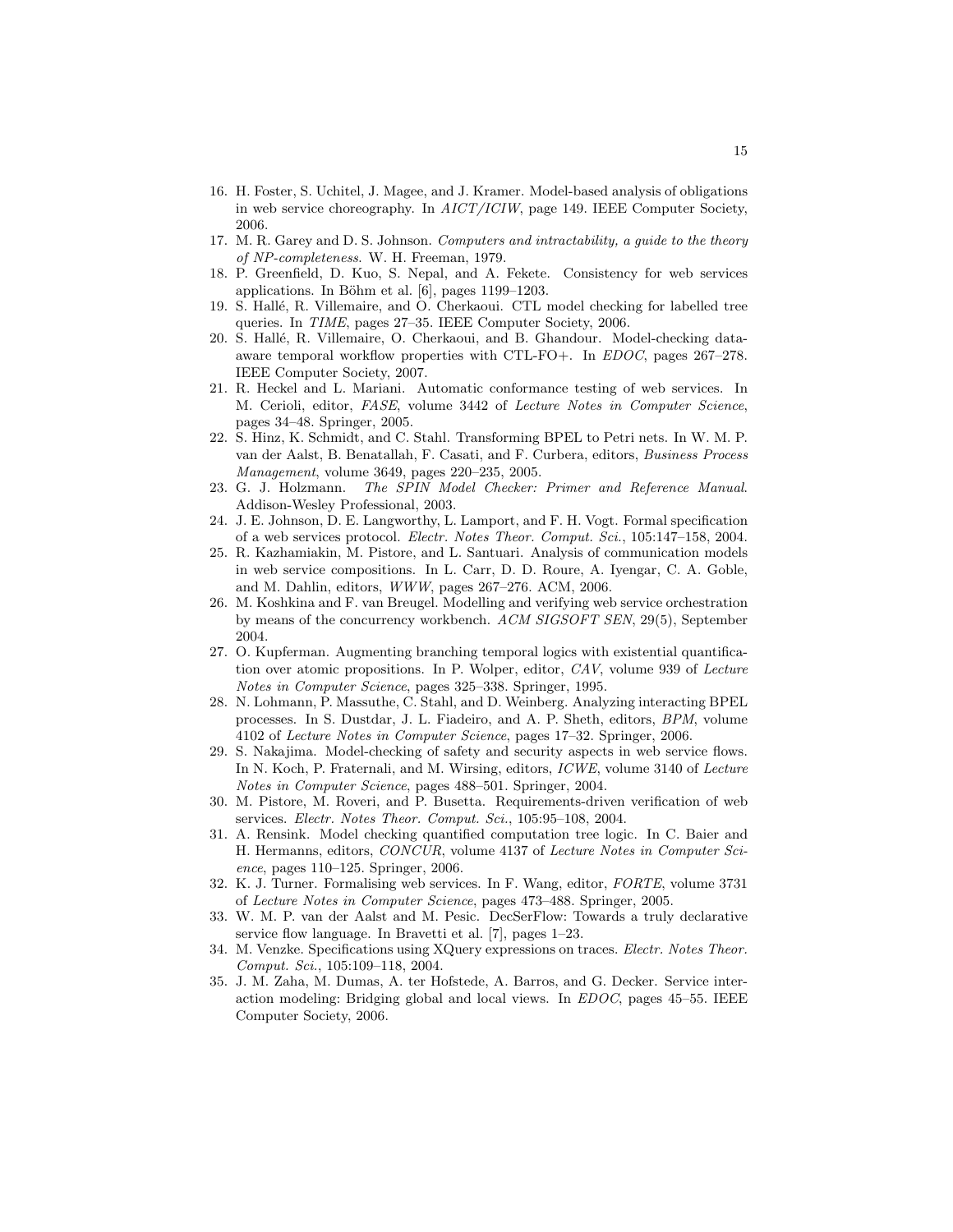16. H. Foster, S. Uchitel, J. Magee, and J. Kramer. Model-based analysis of obligations in web service choreography. In *AICT/ICIW*, page 149. IEEE Computer Society, 2006.
17. M. R. Garey and D. S. Johnson. *Computers and intractability, a guide to the theory of NP-completeness*. W. H. Freeman, 1979.
18. P. Greenfield, D. Kuo, S. Nepal, and A. Fekete. Consistency for web services applications. In Böhm et al. [6], pages 1199–1203.
19. S. Hallé, R. Villemaire, and O. Cherkaoui. CTL model checking for labelled tree queries. In *TIME*, pages 27–35. IEEE Computer Society, 2006.
20. S. Hallé, R. Villemaire, O. Cherkaoui, and B. Ghandour. Model-checking data-aware temporal workflow properties with CTL-FO+. In *EDOC*, pages 267–278. IEEE Computer Society, 2007.
21. R. Heckel and L. Mariani. Automatic conformance testing of web services. In M. Cerioli, editor, *FASE*, volume 3442 of *Lecture Notes in Computer Science*, pages 34–48. Springer, 2005.
22. S. Hinz, K. Schmidt, and C. Stahl. Transforming BPEL to Petri nets. In W. M. P. van der Aalst, B. Benatallah, F. Casati, and F. Curbera, editors, *Business Process Management*, volume 3649, pages 220–235, 2005.
23. G. J. Holzmann. *The SPIN Model Checker: Primer and Reference Manual*. Addison-Wesley Professional, 2003.
24. J. E. Johnson, D. E. Langworthy, L. Lamport, and F. H. Vogt. Formal specification of a web services protocol. *Electr. Notes Theor. Comput. Sci.*, 105:147–158, 2004.
25. R. Kazhamiakin, M. Pistore, and L. Santuari. Analysis of communication models in web service compositions. In L. Carr, D. D. Roure, A. Iyengar, C. A. Goble, and M. Dahlin, editors, *WWW*, pages 267–276. ACM, 2006.
26. M. Koshkina and F. van Breugel. Modelling and verifying web service orchestration by means of the concurrency workbench. *ACM SIGSOFT SEN*, 29(5), September 2004.
27. O. Kupferman. Augmenting branching temporal logics with existential quantification over atomic propositions. In P. Wolper, editor, *CAV*, volume 939 of *Lecture Notes in Computer Science*, pages 325–338. Springer, 1995.
28. N. Lohmann, P. Massuthe, C. Stahl, and D. Weinberg. Analyzing interacting BPEL processes. In S. Dustdar, J. L. Fiadeiro, and A. P. Sheth, editors, *BPM*, volume 4102 of *Lecture Notes in Computer Science*, pages 17–32. Springer, 2006.
29. S. Nakajima. Model-checking of safety and security aspects in web service flows. In N. Koch, P. Fraternali, and M. Wirsing, editors, *ICWE*, volume 3140 of *Lecture Notes in Computer Science*, pages 488–501. Springer, 2004.
30. M. Pistore, M. Roveri, and P. Busetta. Requirements-driven verification of web services. *Electr. Notes Theor. Comput. Sci.*, 105:95–108, 2004.
31. A. Rensink. Model checking quantified computation tree logic. In C. Baier and H. Hermanns, editors, *CONCUR*, volume 4137 of *Lecture Notes in Computer Science*, pages 110–125. Springer, 2006.
32. K. J. Turner. Formalising web services. In F. Wang, editor, *FORTE*, volume 3731 of *Lecture Notes in Computer Science*, pages 473–488. Springer, 2005.
33. W. M. P. van der Aalst and M. Pesic. DecSerFlow: Towards a truly declarative service flow language. In Bravetti et al. [7], pages 1–23.
34. M. Venzke. Specifications using XQuery expressions on traces. *Electr. Notes Theor. Comput. Sci.*, 105:109–118, 2004.
35. J. M. Zaha, M. Dumas, A. ter Hofstede, A. Barros, and G. Decker. Service interaction modeling: Bridging global and local views. In *EDOC*, pages 45–55. IEEE Computer Society, 2006.